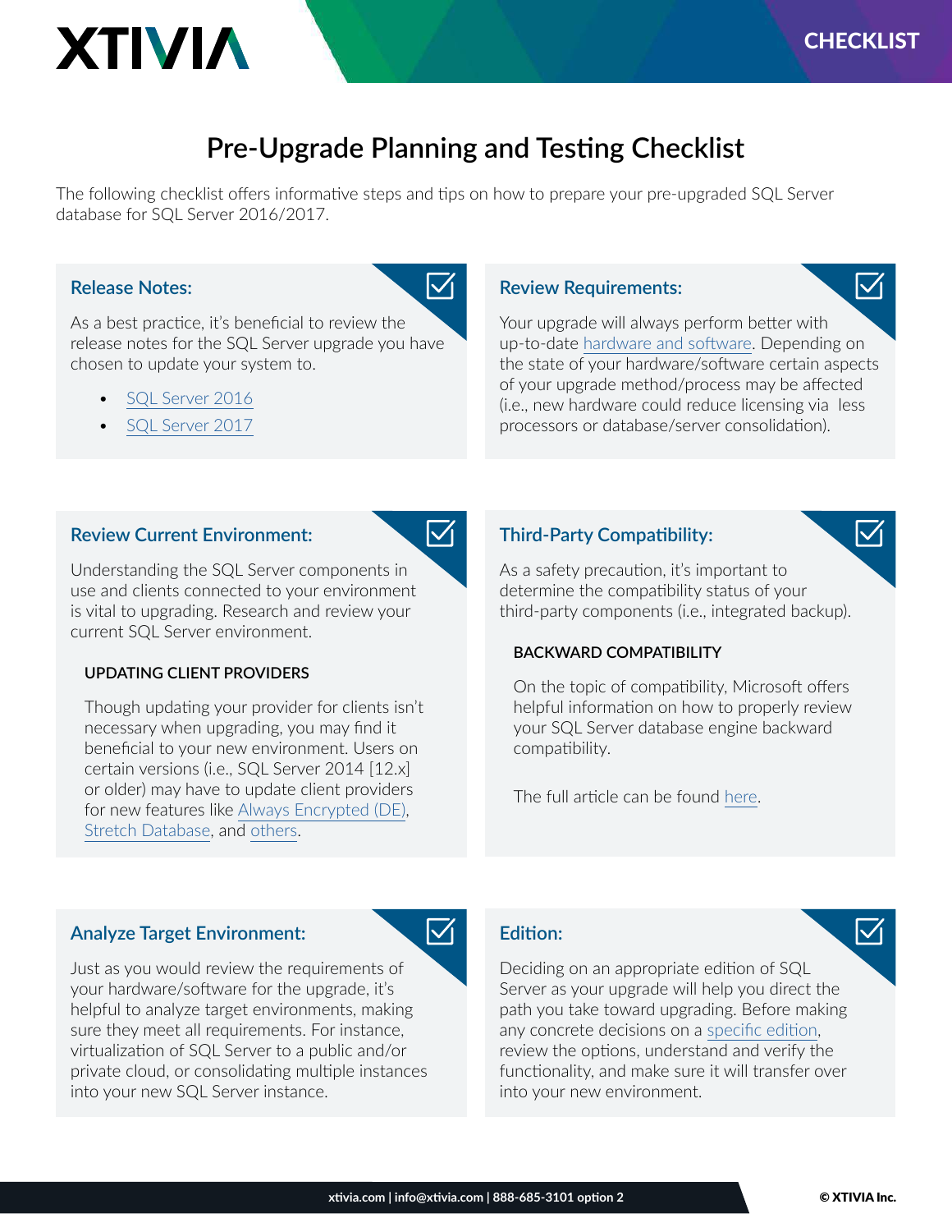# Pre-Upgrade Planning and Testing Checklist

The following checklist offers informative steps and tips on how to prepare your pre-upgraded SQL Server database for SQL Server 2016/2017.

## Release Notes:

As a best practice, it's beneficial to review the release notes for the SQL Server upgrade you have chosen to update your system to.

- SQL Server 2016
- SQL Server 2017

## Review Requirements:

Your upgrade will always perform better with up-to-date hardware and software. Depending on the state of your hardware/software certain aspects of your upgrade method/process may be affected (i.e., new hardware could reduce licensing via less processors or database/server consolidation).

## Review Current Environment:

Understanding the SQL Server components in use and clients connected to your environment is vital to upgrading. Research and review your current SQL Server environment.

### UPDATING CLIENT PROVIDERS

Though updating your provider for clients isn't necessary when upgrading, you may find it beneficial to your new environment. Users on certain versions (i.e., SQL Server 2014 [12.x] or older) may have to update client providers for new features like Always Encrypted (DE), Stretch Database, and others.

## Third-Party Compatibility:

As a safety precaution, it's important to determine the compatibility status of your third-party components (i.e., integrated backup).

### BACKWARD COMPATIBILITY

On the topic of compatibility, Microsoft offers helpful information on how to properly review your SQL Server database engine backward compatibility.

The full article can be found here.

## Analyze Target Environment:

Just as you would review the requirements of your hardware/software for the upgrade, it's helpful to analyze target environments, making sure they meet all requirements. For instance, virtualization of SQL Server to a public and/or private cloud, or consolidating multiple instances into your new SQL Server instance.

## Edition:

Deciding on an appropriate edition of SQL Server as your upgrade will help you direct the path you take toward upgrading. Before making any concrete decisions on a specific edition, review the options, understand and verify the functionality, and make sure it will transfer over into your new environment.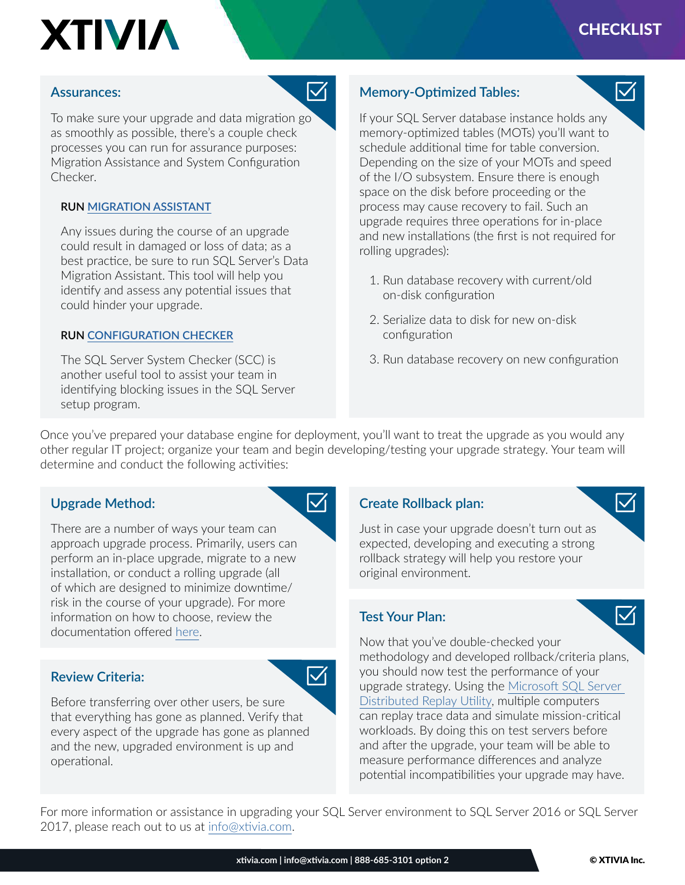## Assurances:

To make sure your upgrade and data migration go as smoothly as possible, there's a couple check processes you can run for assurance purposes: Migration Assistance and System Configuration Checker.

**RUN MIGRATION ASSISTANT**

Any issues during the course of an upgrade could result in damaged or loss of data; as a best practice, be sure to run SQL Server's Data Migration Assistant. This tool will help you identify and assess any potential issues that could hinder your upgrade.

**RUN CONFIGURATION CHECKER**

The SQL Server System Checker (SCC) is another useful tool to assist your team in identifying blocking issues in the SQL Server setup program.

## Memory-Optimized Tables:

If your SQL Server database instance holds any memory-optimized tables (MOTs) you'll want to schedule additional time for table conversion. Depending on the size of your MOTs and speed of the I/O subsystem. Ensure there is enough space on the disk before proceeding or the process may cause recovery to fail. Such an upgrade requires three operations for in-place and new installations (the first is not required for rolling upgrades):

1. Run database recovery with current/old on-disk configuration
2. Serialize data to disk for new on-disk configuration
3. Run database recovery on new configuration

Once you've prepared your database engine for deployment, you'll want to treat the upgrade as you would any other regular IT project; organize your team and begin developing/testing your upgrade strategy. Your team will determine and conduct the following activities:

## Upgrade Method:

There are a number of ways your team can approach upgrade process. Primarily, users can perform an in-place upgrade, migrate to a new installation, or conduct a rolling upgrade (all of which are designed to minimize downtime/ risk in the course of your upgrade). For more information on how to choose, review the documentation offered here.

## Review Criteria:

Before transferring over other users, be sure that everything has gone as planned. Verify that every aspect of the upgrade has gone as planned and the new, upgraded environment is up and operational.

## Create Rollback plan:

Just in case your upgrade doesn't turn out as expected, developing and executing a strong rollback strategy will help you restore your original environment.

## Test Your Plan:

Now that you've double-checked your methodology and developed rollback/criteria plans, you should now test the performance of your upgrade strategy. Using the Microsoft SQL Server Distributed Replay Utility, multiple computers can replay trace data and simulate mission-critical workloads. By doing this on test servers before and after the upgrade, your team will be able to measure performance differences and analyze potential incompatibilities your upgrade may have.

For more information or assistance in upgrading your SQL Server environment to SQL Server 2016 or SQL Server 2017, please reach out to us at info@xtivia.com.